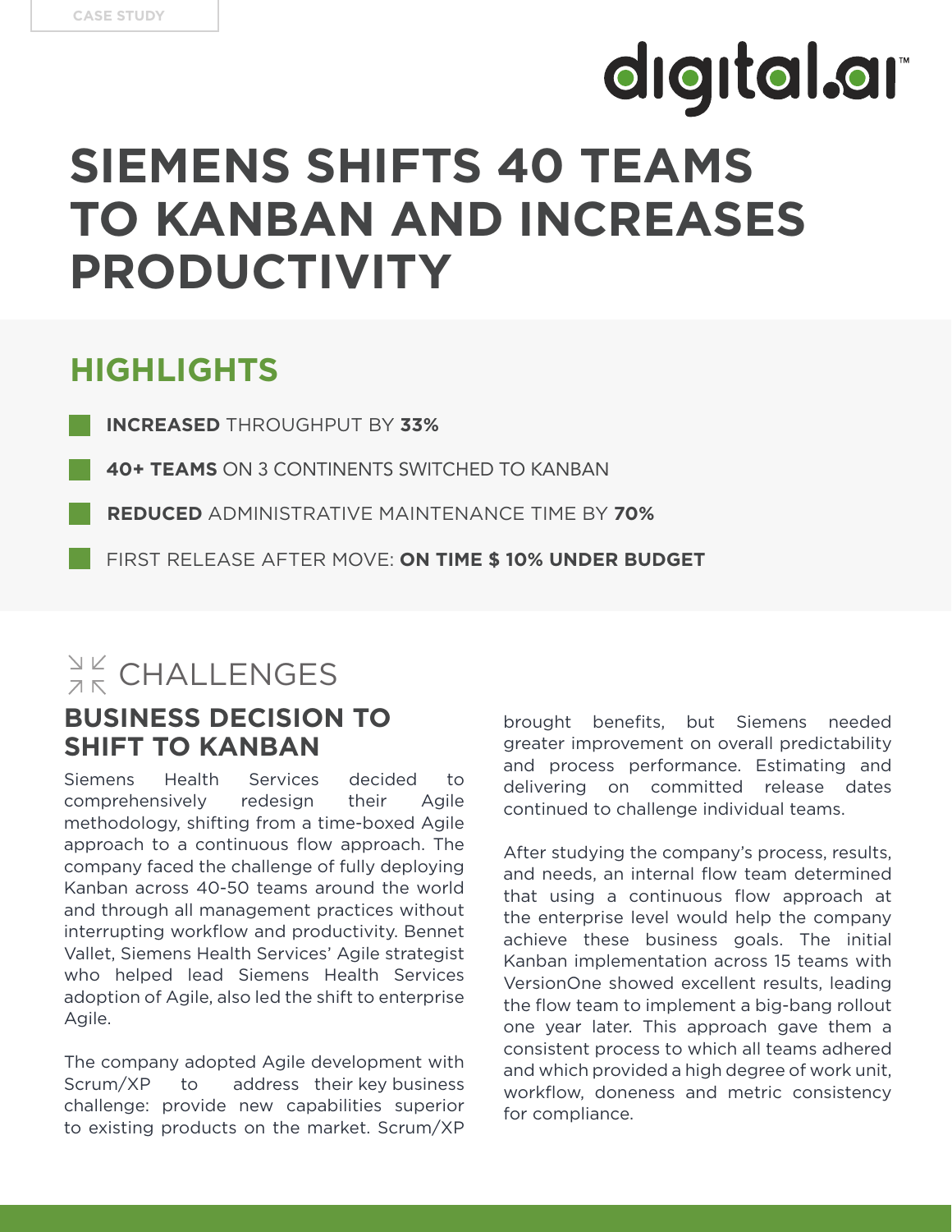CASE STUDY

digital.ai

# SIEMENS SHIFTS 40 TEAMS TO KANBAN AND INCREASES PRODUCTIVITY

## HIGHLIGHTS

- **INCREASED** THROUGHPUT BY **33%**
- **40+ TEAMS** ON 3 CONTINENTS SWITCHED TO KANBAN
- **REDUCED** ADMINISTRATIVE MAINTENANCE TIME BY **70%**
- FIRST RELEASE AFTER MOVE: **ON TIME $ 10% UNDER BUDGET**

## CHALLENGES

### BUSINESS DECISION TO SHIFT TO KANBAN

Siemens Health Services decided to comprehensively redesign their Agile methodology, shifting from a time-boxed Agile approach to a continuous flow approach. The company faced the challenge of fully deploying Kanban across 40-50 teams around the world and through all management practices without interrupting workflow and productivity. Bennet Vallet, Siemens Health Services' Agile strategist who helped lead Siemens Health Services adoption of Agile, also led the shift to enterprise Agile.

The company adopted Agile development with Scrum/XP to address their key business challenge: provide new capabilities superior to existing products on the market. Scrum/XP brought benefits, but Siemens needed greater improvement on overall predictability and process performance. Estimating and delivering on committed release dates continued to challenge individual teams.

After studying the company's process, results, and needs, an internal flow team determined that using a continuous flow approach at the enterprise level would help the company achieve these business goals. The initial Kanban implementation across 15 teams with VersionOne showed excellent results, leading the flow team to implement a big-bang rollout one year later. This approach gave them a consistent process to which all teams adhered and which provided a high degree of work unit, workflow, doneness and metric consistency for compliance.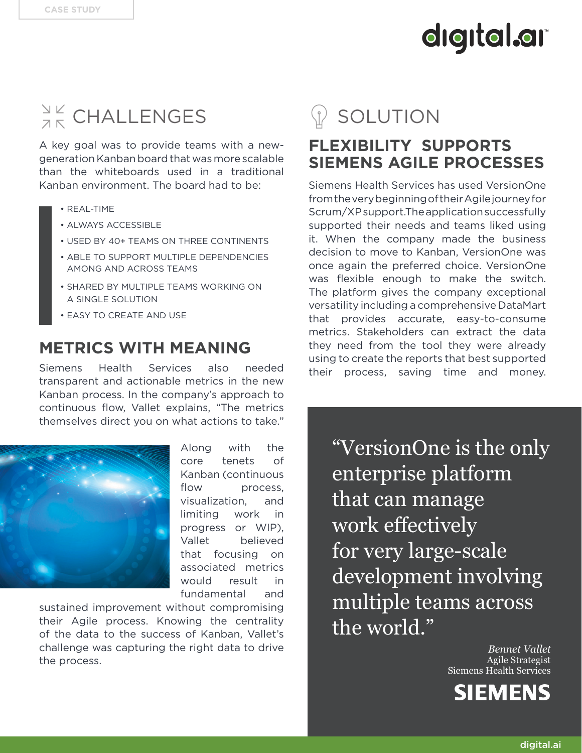## CHALLENGES

A key goal was to provide teams with a new-generation Kanban board that was more scalable than the whiteboards used in a traditional Kanban environment. The board had to be:

- REAL-TIME
- ALWAYS ACCESSIBLE
- USED BY 40+ TEAMS ON THREE CONTINENTS
- ABLE TO SUPPORT MULTIPLE DEPENDENCIES AMONG AND ACROSS TEAMS
- SHARED BY MULTIPLE TEAMS WORKING ON A SINGLE SOLUTION
- EASY TO CREATE AND USE

### METRICS WITH MEANING

Siemens Health Services also needed transparent and actionable metrics in the new Kanban process. In the company's approach to continuous flow, Vallet explains, "The metrics themselves direct you on what actions to take."

Along with the core tenets of Kanban (continuous flow process, visualization, and limiting work in progress or WIP), Vallet believed that focusing on associated metrics would result in fundamental and sustained improvement without compromising their Agile process. Knowing the centrality of the data to the success of Kanban, Vallet's challenge was capturing the right data to drive the process.

## SOLUTION

### FLEXIBILITY SUPPORTS SIEMENS AGILE PROCESSES

Siemens Health Services has used VersionOne from the very beginning of their Agile journey for Scrum/XP support. The application successfully supported their needs and teams liked using it. When the company made the business decision to move to Kanban, VersionOne was once again the preferred choice. VersionOne was flexible enough to make the switch. The platform gives the company exceptional versatility including a comprehensive DataMart that provides accurate, easy-to-consume metrics. Stakeholders can extract the data they need from the tool they were already using to create the reports that best supported their process, saving time and money.

> "VersionOne is the only enterprise platform that can manage work effectively for very large-scale development involving multiple teams across the world."
>
> *Bennet Vallet*
> Agile Strategist
> Siemens Health Services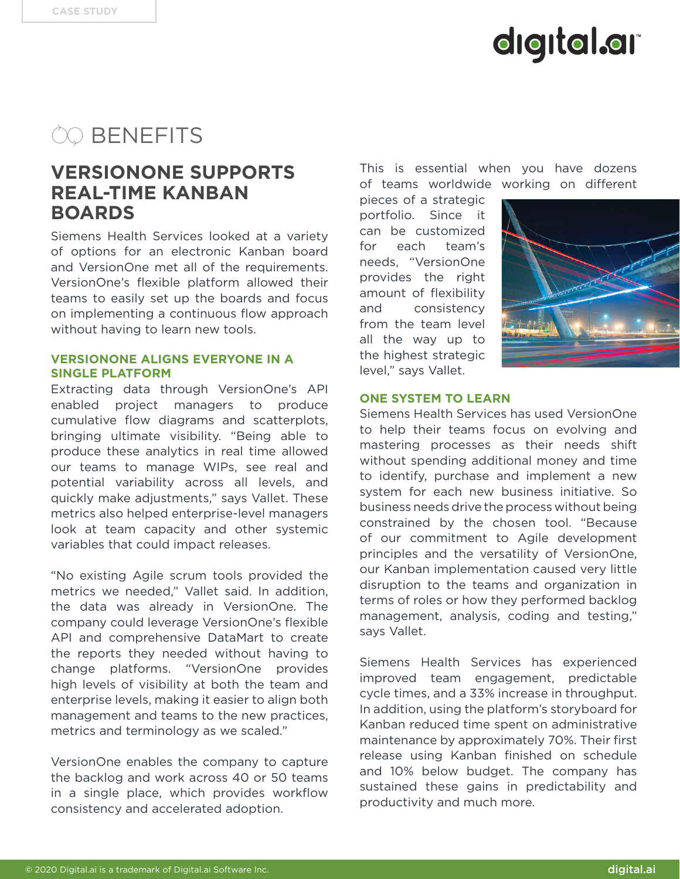# BENEFITS

## VERSIONONE SUPPORTS REAL-TIME KANBAN BOARDS

Siemens Health Services looked at a variety of options for an electronic Kanban board and VersionOne met all of the requirements. VersionOne's flexible platform allowed their teams to easily set up the boards and focus on implementing a continuous flow approach without having to learn new tools.

### VERSIONONE ALIGNS EVERYONE IN A SINGLE PLATFORM

Extracting data through VersionOne's API enabled project managers to produce cumulative flow diagrams and scatterplots, bringing ultimate visibility. "Being able to produce these analytics in real time allowed our teams to manage WIPs, see real and potential variability across all levels, and quickly make adjustments," says Vallet. These metrics also helped enterprise-level managers look at team capacity and other systemic variables that could impact releases.

"No existing Agile scrum tools provided the metrics we needed," Vallet said. In addition, the data was already in VersionOne. The company could leverage VersionOne's flexible API and comprehensive DataMart to create the reports they needed without having to change platforms. "VersionOne provides high levels of visibility at both the team and enterprise levels, making it easier to align both management and teams to the new practices, metrics and terminology as we scaled."

VersionOne enables the company to capture the backlog and work across 40 or 50 teams in a single place, which provides workflow consistency and accelerated adoption.

This is essential when you have dozens of teams worldwide working on different pieces of a strategic portfolio. Since it can be customized for each team's needs, "VersionOne provides the right amount of flexibility and consistency from the team level all the way up to the highest strategic level," says Vallet.

### ONE SYSTEM TO LEARN

Siemens Health Services has used VersionOne to help their teams focus on evolving and mastering processes as their needs shift without spending additional money and time to identify, purchase and implement a new system for each new business initiative. So business needs drive the process without being constrained by the chosen tool. "Because of our commitment to Agile development principles and the versatility of VersionOne, our Kanban implementation caused very little disruption to the teams and organization in terms of roles or how they performed backlog management, analysis, coding and testing," says Vallet.

Siemens Health Services has experienced improved team engagement, predictable cycle times, and a 33% increase in throughput. In addition, using the platform's storyboard for Kanban reduced time spent on administrative maintenance by approximately 70%. Their first release using Kanban finished on schedule and 10% below budget. The company has sustained these gains in predictability and productivity and much more.